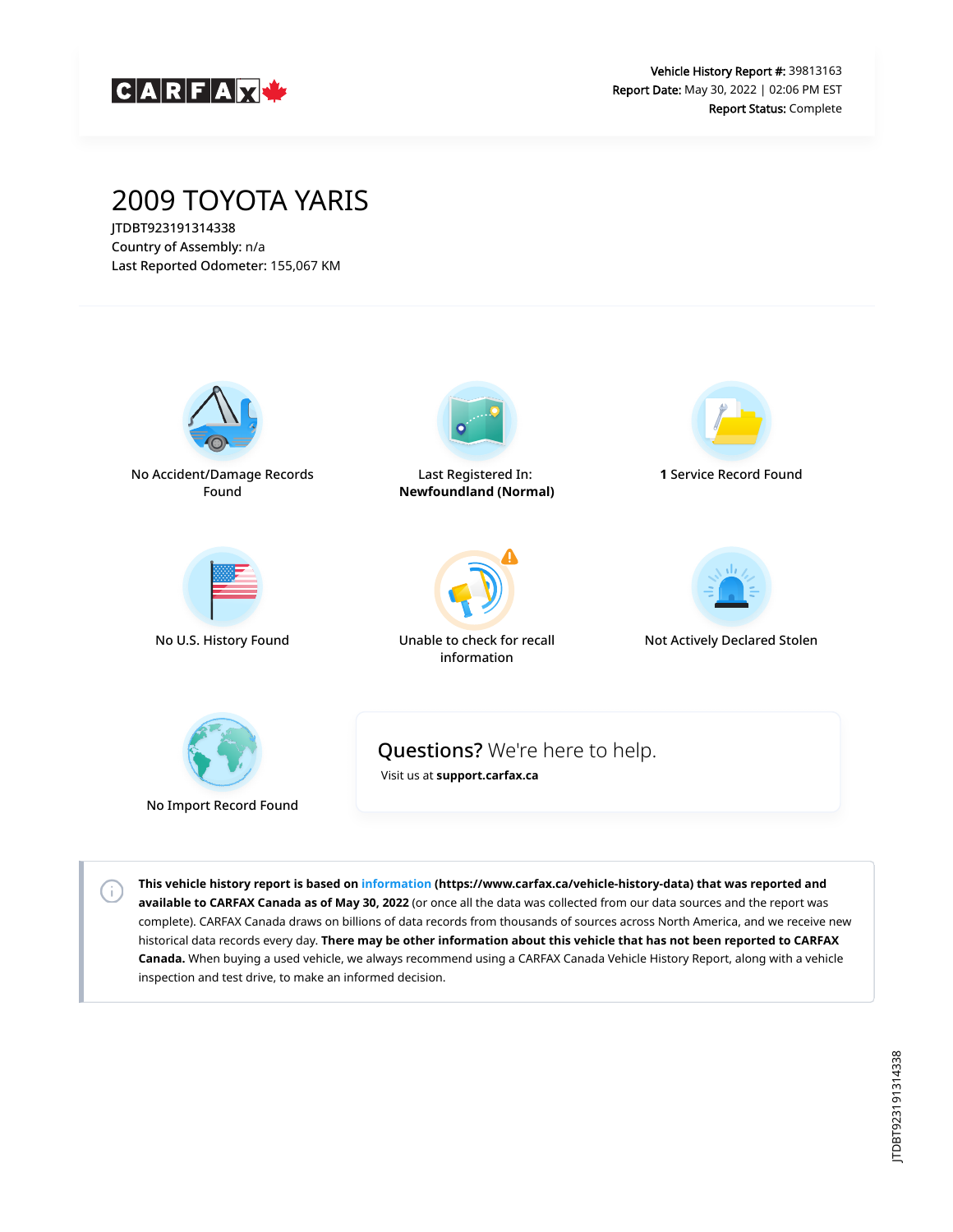CARFAX

**Vehicle History Report #:** 39813163
**Report Date:** May 30, 2022 | 02:06 PM EST
**Report Status:** Complete

# 2009 TOYOTA YARIS

JTDBT923191314338
Country of Assembly: n/a
Last Reported Odometer: 155,067 KM

No Accident/Damage Records Found

Last Registered In: **Newfoundland (Normal)**

**1** Service Record Found

No U.S. History Found

Unable to check for recall information

Not Actively Declared Stolen

No Import Record Found

**Questions?** We're here to help.
Visit us at **support.carfax.ca**

**This vehicle history report is based on information (https://www.carfax.ca/vehicle-history-data) that was reported and available to CARFAX Canada as of May 30, 2022** (or once all the data was collected from our data sources and the report was complete). CARFAX Canada draws on billions of data records from thousands of sources across North America, and we receive new historical data records every day. **There may be other information about this vehicle that has not been reported to CARFAX Canada.** When buying a used vehicle, we always recommend using a CARFAX Canada Vehicle History Report, along with a vehicle inspection and test drive, to make an informed decision.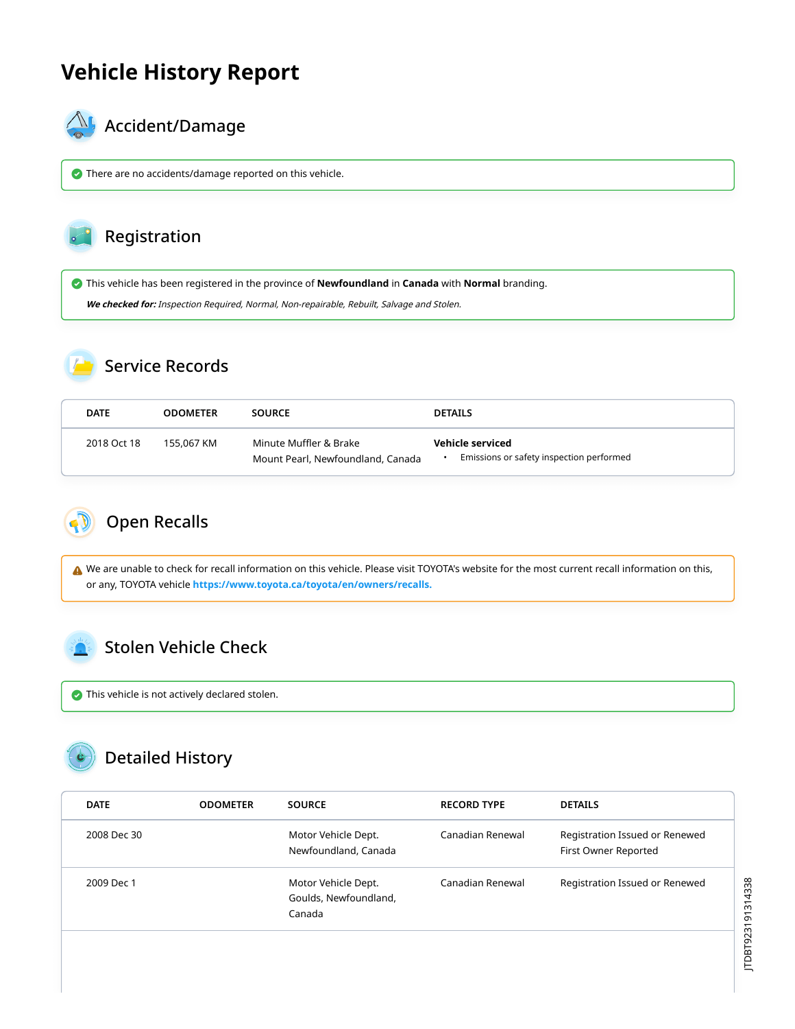# Vehicle History Report

## Accident/Damage

There are no accidents/damage reported on this vehicle.

## Registration

This vehicle has been registered in the province of **Newfoundland** in **Canada** with **Normal** branding.

***We checked for:*** *Inspection Required, Normal, Non-repairable, Rebuilt, Salvage and Stolen.*

## Service Records

| DATE | ODOMETER | SOURCE | DETAILS |
|---|---|---|---|
| 2018 Oct 18 | 155,067 KM | Minute Muffler & Brake<br>Mount Pearl, Newfoundland, Canada | **Vehicle serviced**<br>• Emissions or safety inspection performed |

## Open Recalls

We are unable to check for recall information on this vehicle. Please visit TOYOTA's website for the most current recall information on this, or any, TOYOTA vehicle **https://www.toyota.ca/toyota/en/owners/recalls.**

## Stolen Vehicle Check

This vehicle is not actively declared stolen.

## Detailed History

| DATE | ODOMETER | SOURCE | RECORD TYPE | DETAILS |
|---|---|---|---|---|
| 2008 Dec 30 | | Motor Vehicle Dept.<br>Newfoundland, Canada | Canadian Renewal | Registration Issued or Renewed<br>First Owner Reported |
| 2009 Dec 1 | | Motor Vehicle Dept.<br>Goulds, Newfoundland, Canada | Canadian Renewal | Registration Issued or Renewed |

JTDBT923191314338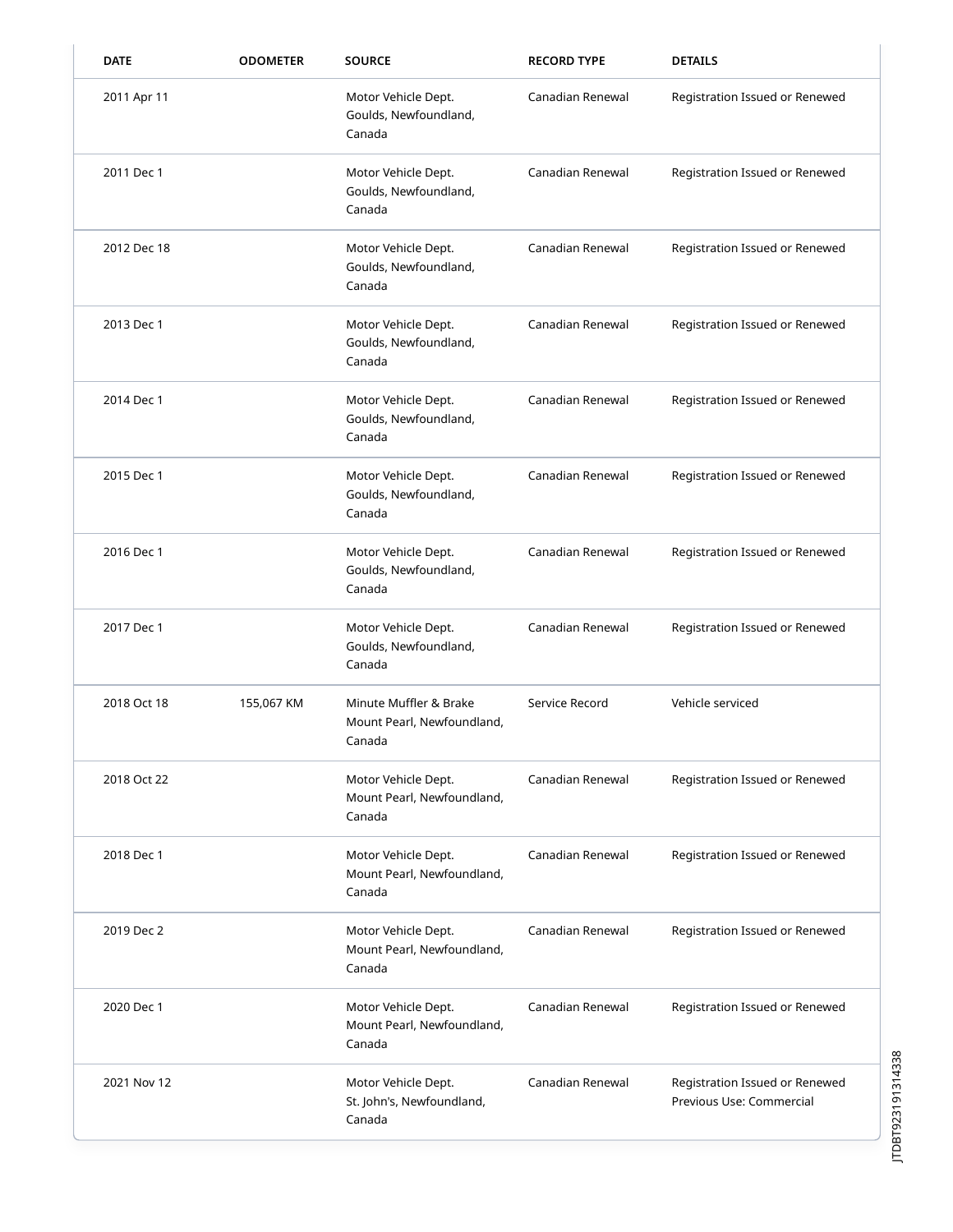| DATE | ODOMETER | SOURCE | RECORD TYPE | DETAILS |
| --- | --- | --- | --- | --- |
| 2011 Apr 11 | | Motor Vehicle Dept. Goulds, Newfoundland, Canada | Canadian Renewal | Registration Issued or Renewed |
| 2011 Dec 1 | | Motor Vehicle Dept. Goulds, Newfoundland, Canada | Canadian Renewal | Registration Issued or Renewed |
| 2012 Dec 18 | | Motor Vehicle Dept. Goulds, Newfoundland, Canada | Canadian Renewal | Registration Issued or Renewed |
| 2013 Dec 1 | | Motor Vehicle Dept. Goulds, Newfoundland, Canada | Canadian Renewal | Registration Issued or Renewed |
| 2014 Dec 1 | | Motor Vehicle Dept. Goulds, Newfoundland, Canada | Canadian Renewal | Registration Issued or Renewed |
| 2015 Dec 1 | | Motor Vehicle Dept. Goulds, Newfoundland, Canada | Canadian Renewal | Registration Issued or Renewed |
| 2016 Dec 1 | | Motor Vehicle Dept. Goulds, Newfoundland, Canada | Canadian Renewal | Registration Issued or Renewed |
| 2017 Dec 1 | | Motor Vehicle Dept. Goulds, Newfoundland, Canada | Canadian Renewal | Registration Issued or Renewed |
| 2018 Oct 18 | 155,067 KM | Minute Muffler & Brake Mount Pearl, Newfoundland, Canada | Service Record | Vehicle serviced |
| 2018 Oct 22 | | Motor Vehicle Dept. Mount Pearl, Newfoundland, Canada | Canadian Renewal | Registration Issued or Renewed |
| 2018 Dec 1 | | Motor Vehicle Dept. Mount Pearl, Newfoundland, Canada | Canadian Renewal | Registration Issued or Renewed |
| 2019 Dec 2 | | Motor Vehicle Dept. Mount Pearl, Newfoundland, Canada | Canadian Renewal | Registration Issued or Renewed |
| 2020 Dec 1 | | Motor Vehicle Dept. Mount Pearl, Newfoundland, Canada | Canadian Renewal | Registration Issued or Renewed |
| 2021 Nov 12 | | Motor Vehicle Dept. St. John's, Newfoundland, Canada | Canadian Renewal | Registration Issued or Renewed Previous Use: Commercial |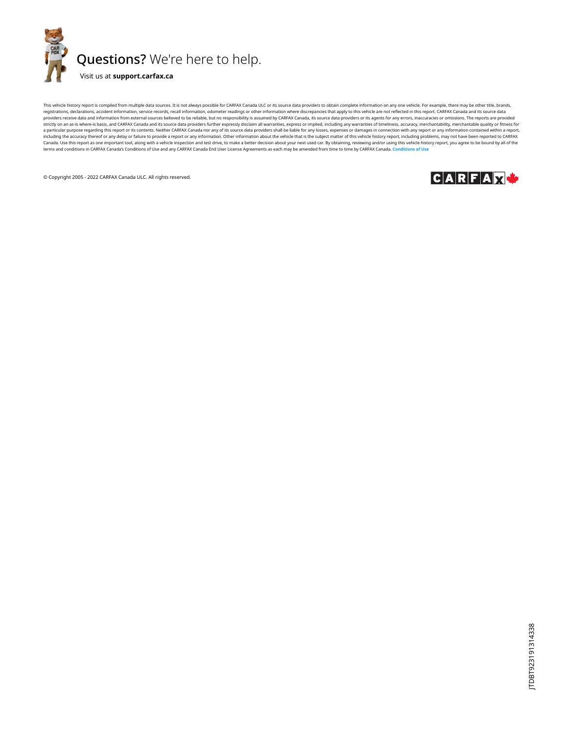**Questions?** We're here to help.

Visit us at **support.carfax.ca**

This vehicle history report is compiled from multiple data sources. It is not always possible for CARFAX Canada ULC or its source data providers to obtain complete information on any one vehicle. For example, there may be other title, brands, registrations, declarations, accident information, service records, recall information, odometer readings or other information where discrepancies that apply to this vehicle are not reflected in this report. CARFAX Canada and its source data providers receive data and information from external sources believed to be reliable, but no responsibility is assumed by CARFAX Canada, its source data providers or its agents for any errors, inaccuracies or omissions. The reports are provided strictly on an as-is where-is basis, and CARFAX Canada and its source data providers further expressly disclaim all warranties, express or implied, including any warranties of timeliness, accuracy, merchantability, merchantable quality or fitness for a particular purpose regarding this report or its contents. Neither CARFAX Canada nor any of its source data providers shall be liable for any losses, expenses or damages in connection with any report or any information contained within a report, including the accuracy thereof or any delay or failure to provide a report or any information. Other information about the vehicle that is the subject matter of this vehicle history report, including problems, may not have been reported to CARFAX Canada. Use this report as one important tool, along with a vehicle inspection and test drive, to make a better decision about your next used car. By obtaining, reviewing and/or using this vehicle history report, you agree to be bound by all of the terms and conditions in CARFAX Canada's Conditions of Use and any CARFAX Canada End User License Agreements as each may be amended from time to time by CARFAX Canada. **Conditions of Use**

© Copyright 2005 - 2022 CARFAX Canada ULC. All rights reserved.

JTDBT923191314338